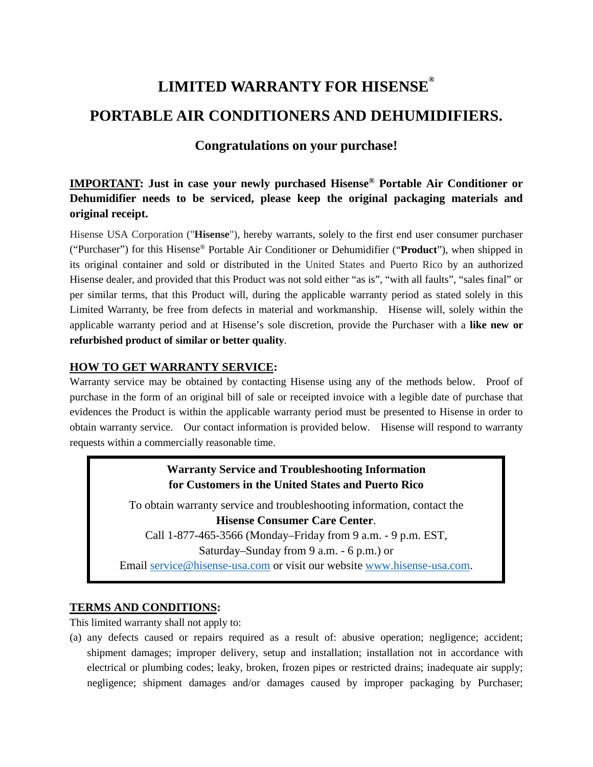# LIMITED WARRANTY FOR HISENSE®

# PORTABLE AIR CONDITIONERS AND DEHUMIDIFIERS.

## Congratulations on your purchase!

**IMPORTANT: Just in case your newly purchased Hisense® Portable Air Conditioner or Dehumidifier needs to be serviced, please keep the original packaging materials and original receipt.**

Hisense USA Corporation ("**Hisense**"), hereby warrants, solely to the first end user consumer purchaser ("Purchaser") for this Hisense® Portable Air Conditioner or Dehumidifier ("**Product**"), when shipped in its original container and sold or distributed in the United States and Puerto Rico by an authorized Hisense dealer, and provided that this Product was not sold either "as is", "with all faults", "sales final" or per similar terms, that this Product will, during the applicable warranty period as stated solely in this Limited Warranty, be free from defects in material and workmanship. Hisense will, solely within the applicable warranty period and at Hisense's sole discretion, provide the Purchaser with a **like new or refurbished product of similar or better quality**.

**HOW TO GET WARRANTY SERVICE:**

Warranty service may be obtained by contacting Hisense using any of the methods below. Proof of purchase in the form of an original bill of sale or receipted invoice with a legible date of purchase that evidences the Product is within the applicable warranty period must be presented to Hisense in order to obtain warranty service. Our contact information is provided below. Hisense will respond to warranty requests within a commercially reasonable time.

**Warranty Service and Troubleshooting Information for Customers in the United States and Puerto Rico**

To obtain warranty service and troubleshooting information, contact the **Hisense Consumer Care Center**.
Call 1-877-465-3566 (Monday–Friday from 9 a.m. - 9 p.m. EST, Saturday–Sunday from 9 a.m. - 6 p.m.) or
Email service@hisense-usa.com or visit our website www.hisense-usa.com.

**TERMS AND CONDITIONS:**

This limited warranty shall not apply to:

(a) any defects caused or repairs required as a result of: abusive operation; negligence; accident; shipment damages; improper delivery, setup and installation; installation not in accordance with electrical or plumbing codes; leaky, broken, frozen pipes or restricted drains; inadequate air supply; negligence; shipment damages and/or damages caused by improper packaging by Purchaser;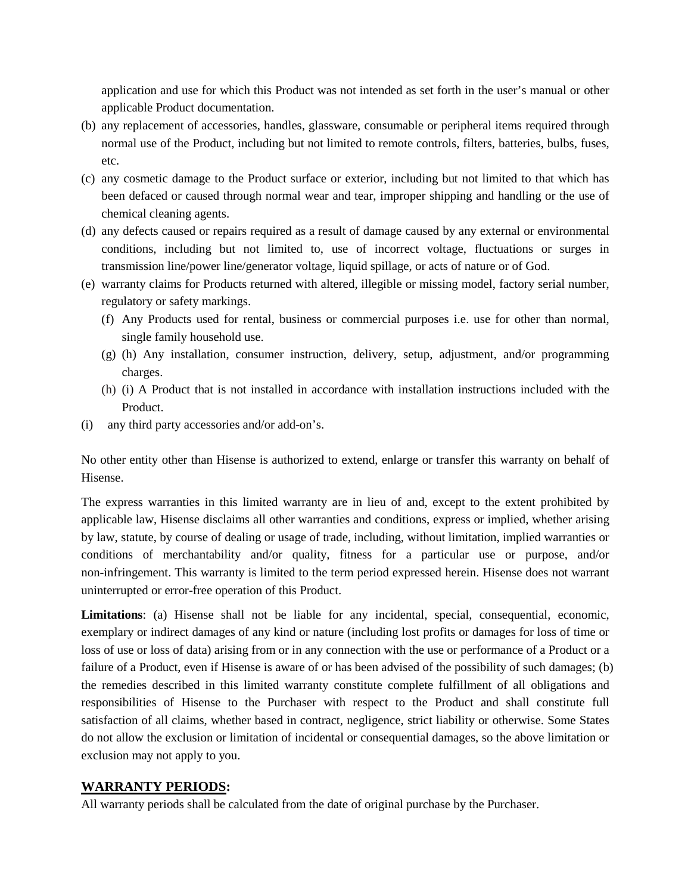application and use for which this Product was not intended as set forth in the user's manual or other applicable Product documentation.

(b) any replacement of accessories, handles, glassware, consumable or peripheral items required through normal use of the Product, including but not limited to remote controls, filters, batteries, bulbs, fuses, etc.

(c) any cosmetic damage to the Product surface or exterior, including but not limited to that which has been defaced or caused through normal wear and tear, improper shipping and handling or the use of chemical cleaning agents.

(d) any defects caused or repairs required as a result of damage caused by any external or environmental conditions, including but not limited to, use of incorrect voltage, fluctuations or surges in transmission line/power line/generator voltage, liquid spillage, or acts of nature or of God.

(e) warranty claims for Products returned with altered, illegible or missing model, factory serial number, regulatory or safety markings.

(f) Any Products used for rental, business or commercial purposes i.e. use for other than normal, single family household use.

(g) (h) Any installation, consumer instruction, delivery, setup, adjustment, and/or programming charges.

(h) (i) A Product that is not installed in accordance with installation instructions included with the Product.

(i) any third party accessories and/or add-on's.

No other entity other than Hisense is authorized to extend, enlarge or transfer this warranty on behalf of Hisense.

The express warranties in this limited warranty are in lieu of and, except to the extent prohibited by applicable law, Hisense disclaims all other warranties and conditions, express or implied, whether arising by law, statute, by course of dealing or usage of trade, including, without limitation, implied warranties or conditions of merchantability and/or quality, fitness for a particular use or purpose, and/or non-infringement. This warranty is limited to the term period expressed herein. Hisense does not warrant uninterrupted or error-free operation of this Product.

**Limitations**: (a) Hisense shall not be liable for any incidental, special, consequential, economic, exemplary or indirect damages of any kind or nature (including lost profits or damages for loss of time or loss of use or loss of data) arising from or in any connection with the use or performance of a Product or a failure of a Product, even if Hisense is aware of or has been advised of the possibility of such damages; (b) the remedies described in this limited warranty constitute complete fulfillment of all obligations and responsibilities of Hisense to the Purchaser with respect to the Product and shall constitute full satisfaction of all claims, whether based in contract, negligence, strict liability or otherwise. Some States do not allow the exclusion or limitation of incidental or consequential damages, so the above limitation or exclusion may not apply to you.

## WARRANTY PERIODS:

All warranty periods shall be calculated from the date of original purchase by the Purchaser.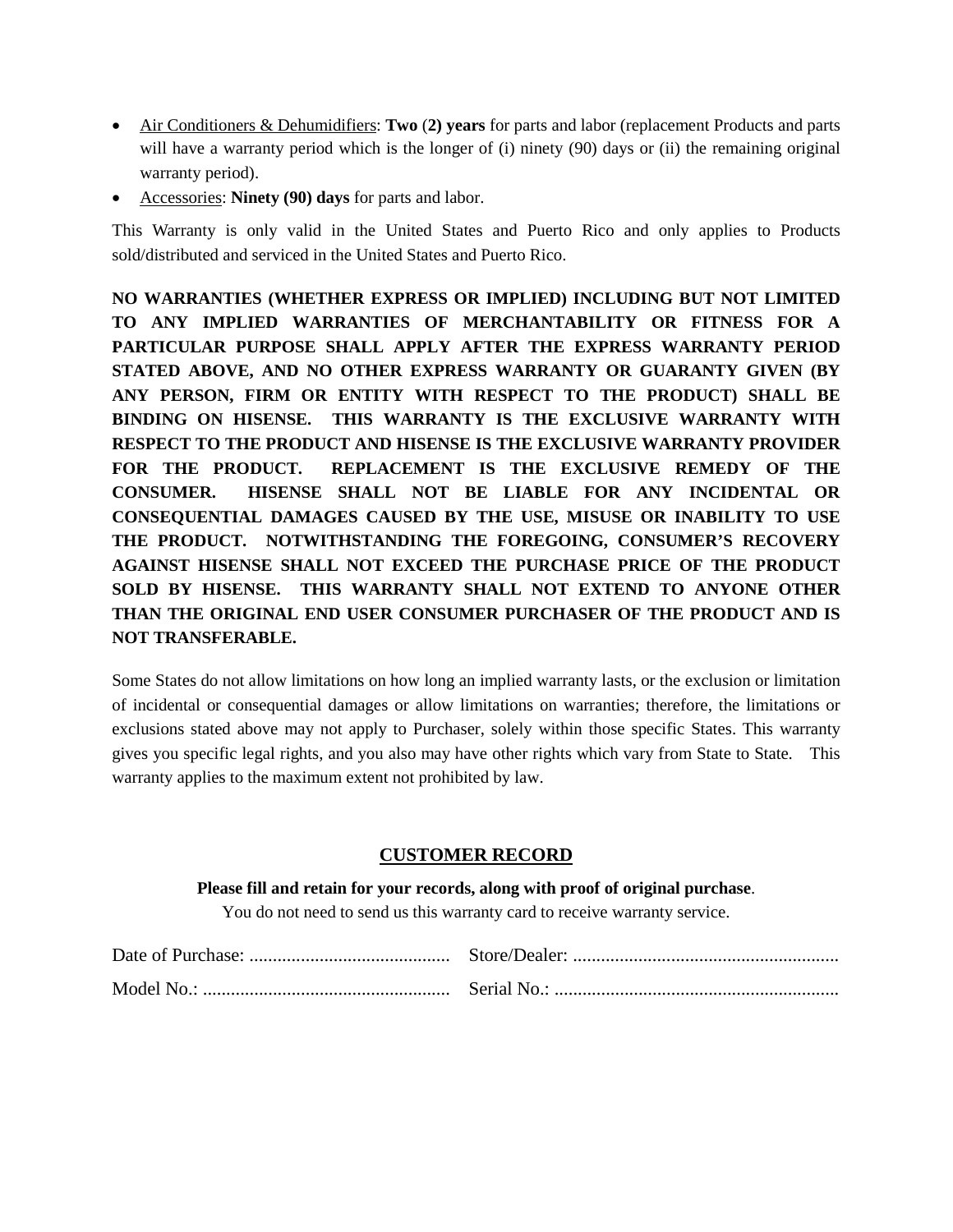- Air Conditioners & Dehumidifiers: **Two (2) years** for parts and labor (replacement Products and parts will have a warranty period which is the longer of (i) ninety (90) days or (ii) the remaining original warranty period).
- Accessories: **Ninety (90) days** for parts and labor.

This Warranty is only valid in the United States and Puerto Rico and only applies to Products sold/distributed and serviced in the United States and Puerto Rico.

**NO WARRANTIES (WHETHER EXPRESS OR IMPLIED) INCLUDING BUT NOT LIMITED TO ANY IMPLIED WARRANTIES OF MERCHANTABILITY OR FITNESS FOR A PARTICULAR PURPOSE SHALL APPLY AFTER THE EXPRESS WARRANTY PERIOD STATED ABOVE, AND NO OTHER EXPRESS WARRANTY OR GUARANTY GIVEN (BY ANY PERSON, FIRM OR ENTITY WITH RESPECT TO THE PRODUCT) SHALL BE BINDING ON HISENSE. THIS WARRANTY IS THE EXCLUSIVE WARRANTY WITH RESPECT TO THE PRODUCT AND HISENSE IS THE EXCLUSIVE WARRANTY PROVIDER FOR THE PRODUCT. REPLACEMENT IS THE EXCLUSIVE REMEDY OF THE CONSUMER. HISENSE SHALL NOT BE LIABLE FOR ANY INCIDENTAL OR CONSEQUENTIAL DAMAGES CAUSED BY THE USE, MISUSE OR INABILITY TO USE THE PRODUCT. NOTWITHSTANDING THE FOREGOING, CONSUMER'S RECOVERY AGAINST HISENSE SHALL NOT EXCEED THE PURCHASE PRICE OF THE PRODUCT SOLD BY HISENSE. THIS WARRANTY SHALL NOT EXTEND TO ANYONE OTHER THAN THE ORIGINAL END USER CONSUMER PURCHASER OF THE PRODUCT AND IS NOT TRANSFERABLE.**

Some States do not allow limitations on how long an implied warranty lasts, or the exclusion or limitation of incidental or consequential damages or allow limitations on warranties; therefore, the limitations or exclusions stated above may not apply to Purchaser, solely within those specific States. This warranty gives you specific legal rights, and you also may have other rights which vary from State to State. This warranty applies to the maximum extent not prohibited by law.

## CUSTOMER RECORD

**Please fill and retain for your records, along with proof of original purchase**.

You do not need to send us this warranty card to receive warranty service.

Date of Purchase: .......................................... Store/Dealer: ........................................................

Model No.: .................................................... Serial No.: ............................................................